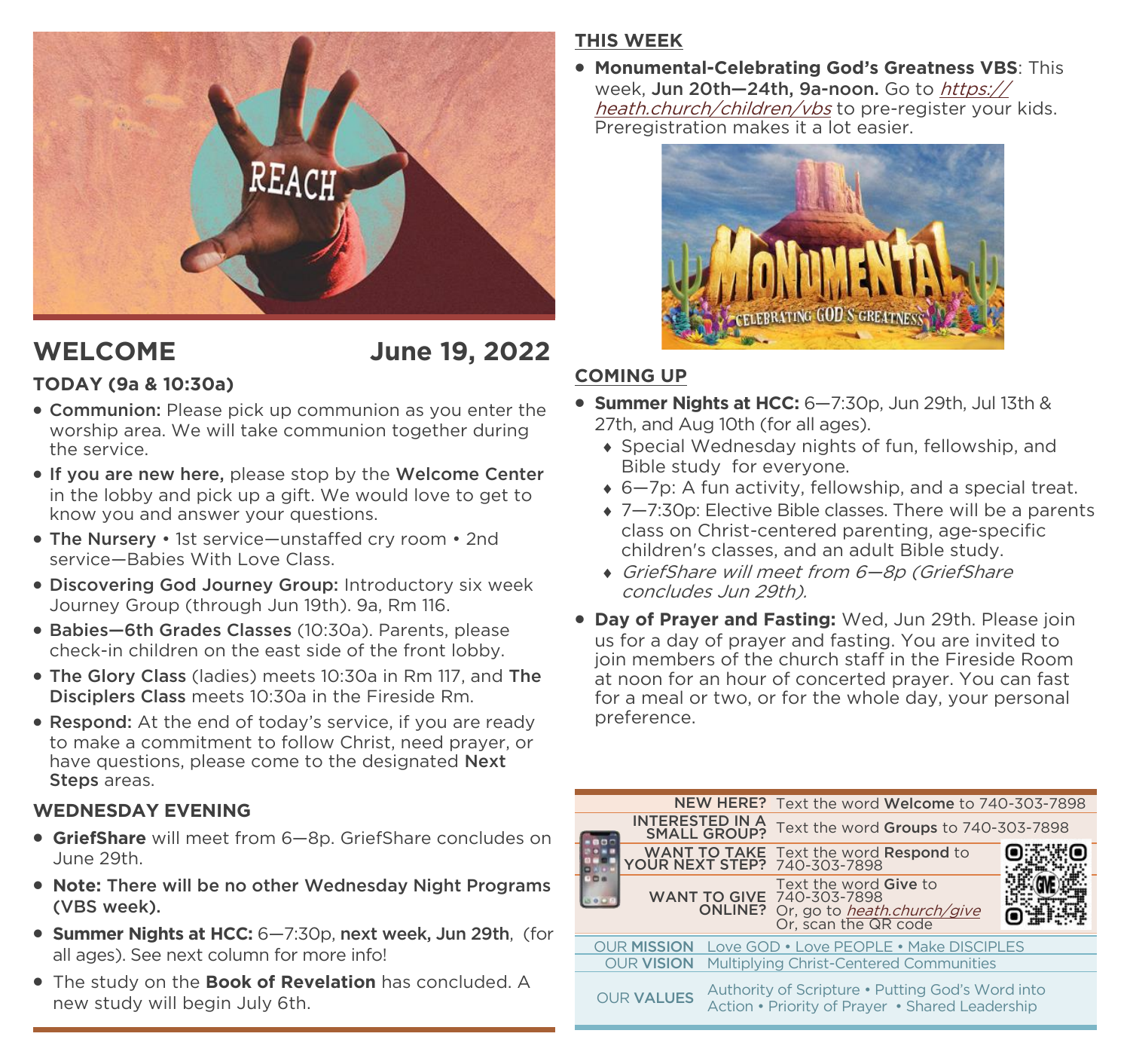# WELCOME

**June 19, 2022**

### TODAY (9a & 10:30a)

- **Communion:** Please pick up communion as you enter the worship area. We will take communion together during the service.
- **If you are new here,** please stop by the **Welcome Center** in the lobby and pick up a gift. We would love to get to know you and answer your questions.
- **The Nursery** • 1st service—unstaffed cry room • 2nd service—Babies With Love Class.
- **Discovering God Journey Group:** Introductory six week Journey Group (through Jun 19th). 9a, Rm 116.
- **Babies—6th Grades Classes** (10:30a). Parents, please check-in children on the east side of the front lobby.
- **The Glory Class** (ladies) meets 10:30a in Rm 117, and **The Disciplers Class** meets 10:30a in the Fireside Rm.
- **Respond:** At the end of today's service, if you are ready to make a commitment to follow Christ, need prayer, or have questions, please come to the designated **Next Steps** areas.

### WEDNESDAY EVENING

- **GriefShare** will meet from 6—8p. GriefShare concludes on June 29th.
- **Note: There will be no other Wednesday Night Programs (VBS week).**
- **Summer Nights at HCC:** 6—7:30p, **next week, Jun 29th**, (for all ages). See next column for more info!
- The study on the **Book of Revelation** has concluded. A new study will begin July 6th.

### THIS WEEK

- **Monumental-Celebrating God's Greatness VBS**: This week, **Jun 20th—24th, 9a-noon.** Go to *https://heath.church/children/vbs* to pre-register your kids. Preregistration makes it a lot easier.

### COMING UP

- **Summer Nights at HCC:** 6—7:30p, Jun 29th, Jul 13th & 27th, and Aug 10th (for all ages).
  - Special Wednesday nights of fun, fellowship, and Bible study for everyone.
  - 6—7p: A fun activity, fellowship, and a special treat.
  - 7—7:30p: Elective Bible classes. There will be a parents class on Christ-centered parenting, age-specific children's classes, and an adult Bible study.
  - *GriefShare will meet from 6—8p (GriefShare concludes Jun 29th).*
- **Day of Prayer and Fasting:** Wed, Jun 29th. Please join us for a day of prayer and fasting. You are invited to join members of the church staff in the Fireside Room at noon for an hour of concerted prayer. You can fast for a meal or two, or for the whole day, your personal preference.

| | |
|---|---|
| **NEW HERE?** | Text the word **Welcome** to 740-303-7898 |
| **INTERESTED IN A SMALL GROUP?** | Text the word **Groups** to 740-303-7898 |
| **WANT TO TAKE YOUR NEXT STEP?** | Text the word **Respond** to 740-303-7898 |
| **WANT TO GIVE ONLINE?** | Text the word **Give** to 740-303-7898 Or, go to *heath.church/give* Or, scan the QR code |

| | |
|---|---|
| OUR **MISSION** | Love GOD • Love PEOPLE • Make DISCIPLES |
| OUR **VISION** | Multiplying Christ-Centered Communities |
| OUR **VALUES** | Authority of Scripture • Putting God's Word into Action • Priority of Prayer • Shared Leadership |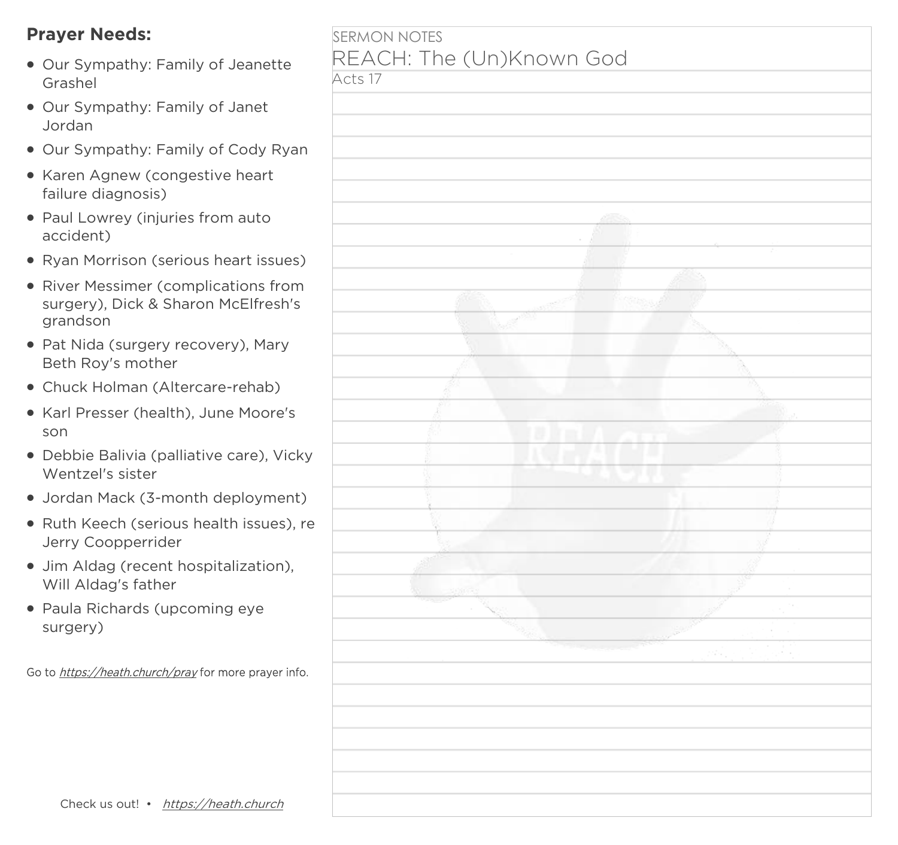**Prayer Needs:**

- Our Sympathy: Family of Jeanette Grashel
- Our Sympathy: Family of Janet Jordan
- Our Sympathy: Family of Cody Ryan
- Karen Agnew (congestive heart failure diagnosis)
- Paul Lowrey (injuries from auto accident)
- Ryan Morrison (serious heart issues)
- River Messimer (complications from surgery), Dick & Sharon McElfresh's grandson
- Pat Nida (surgery recovery), Mary Beth Roy's mother
- Chuck Holman (Altercare-rehab)
- Karl Presser (health), June Moore's son
- Debbie Balivia (palliative care), Vicky Wentzel's sister
- Jordan Mack (3-month deployment)
- Ruth Keech (serious health issues), re Jerry Coopperrider
- Jim Aldag (recent hospitalization), Will Aldag's father
- Paula Richards (upcoming eye surgery)

Go to *https://heath.church/pray* for more prayer info.

Check us out! • *https://heath.church*

SERMON NOTES

REACH: The (Un)Known God

Acts 17